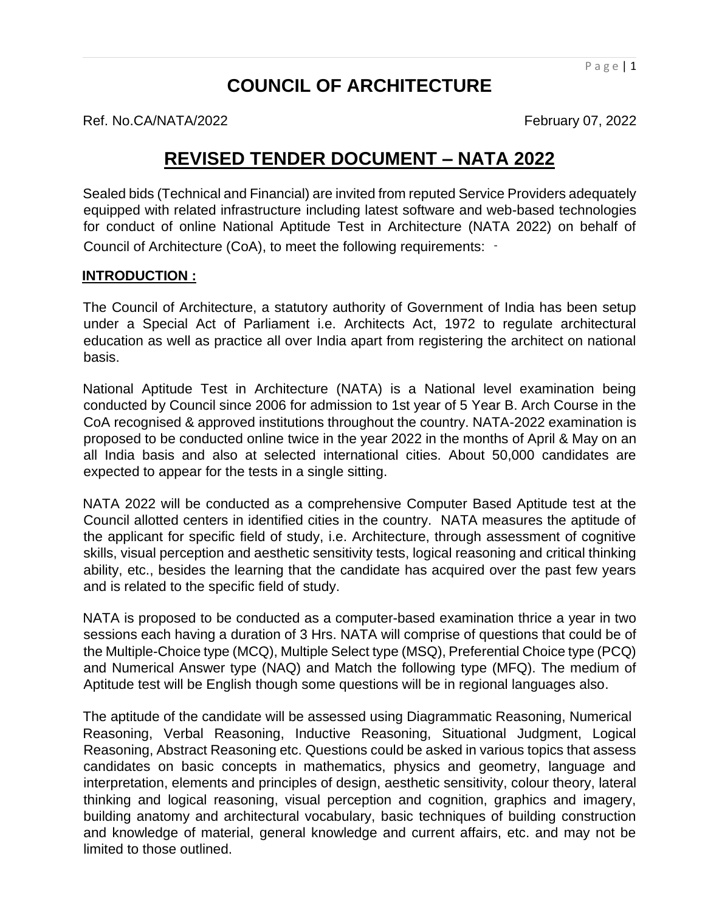# COUNCIL OF ARCHITECTURE

Ref. No.CA/NATA/2022 February 07, 2022

## REVISED TENDER DOCUMENT – NATA 2022

Sealed bids (Technical and Financial) are invited from reputed Service Providers adequately equipped with related infrastructure including latest software and web-based technologies for conduct of online National Aptitude Test in Architecture (NATA 2022) on behalf of Council of Architecture (CoA), to meet the following requirements: -

### INTRODUCTION :

The Council of Architecture, a statutory authority of Government of India has been setup under a Special Act of Parliament i.e. Architects Act, 1972 to regulate architectural education as well as practice all over India apart from registering the architect on national basis.

National Aptitude Test in Architecture (NATA) is a National level examination being conducted by Council since 2006 for admission to 1st year of 5 Year B. Arch Course in the CoA recognised & approved institutions throughout the country. NATA-2022 examination is proposed to be conducted online twice in the year 2022 in the months of April & May on an all India basis and also at selected international cities. About 50,000 candidates are expected to appear for the tests in a single sitting.

NATA 2022 will be conducted as a comprehensive Computer Based Aptitude test at the Council allotted centers in identified cities in the country. NATA measures the aptitude of the applicant for specific field of study, i.e. Architecture, through assessment of cognitive skills, visual perception and aesthetic sensitivity tests, logical reasoning and critical thinking ability, etc., besides the learning that the candidate has acquired over the past few years and is related to the specific field of study.

NATA is proposed to be conducted as a computer-based examination thrice a year in two sessions each having a duration of 3 Hrs. NATA will comprise of questions that could be of the Multiple-Choice type (MCQ), Multiple Select type (MSQ), Preferential Choice type (PCQ) and Numerical Answer type (NAQ) and Match the following type (MFQ). The medium of Aptitude test will be English though some questions will be in regional languages also.

The aptitude of the candidate will be assessed using Diagrammatic Reasoning, Numerical Reasoning, Verbal Reasoning, Inductive Reasoning, Situational Judgment, Logical Reasoning, Abstract Reasoning etc. Questions could be asked in various topics that assess candidates on basic concepts in mathematics, physics and geometry, language and interpretation, elements and principles of design, aesthetic sensitivity, colour theory, lateral thinking and logical reasoning, visual perception and cognition, graphics and imagery, building anatomy and architectural vocabulary, basic techniques of building construction and knowledge of material, general knowledge and current affairs, etc. and may not be limited to those outlined.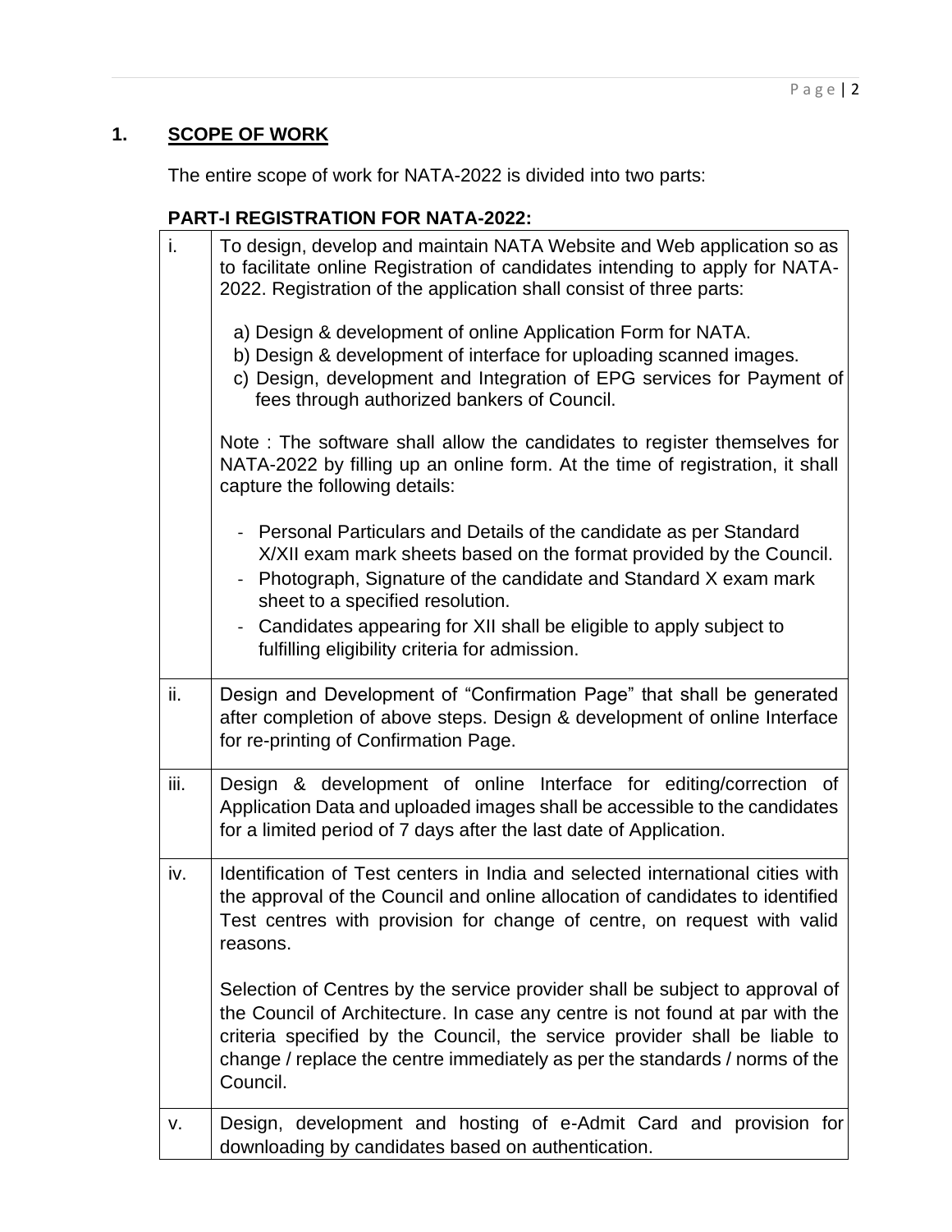## 1. SCOPE OF WORK

The entire scope of work for NATA-2022 is divided into two parts:

### PART-I REGISTRATION FOR NATA-2022:

| | |
|---|---|
| i. | To design, develop and maintain NATA Website and Web application so as to facilitate online Registration of candidates intending to apply for NATA-2022. Registration of the application shall consist of three parts:<br><br>a) Design & development of online Application Form for NATA.<br>b) Design & development of interface for uploading scanned images.<br>c) Design, development and Integration of EPG services for Payment of fees through authorized bankers of Council.<br><br>Note : The software shall allow the candidates to register themselves for NATA-2022 by filling up an online form. At the time of registration, it shall capture the following details:<br><br>- Personal Particulars and Details of the candidate as per Standard X/XII exam mark sheets based on the format provided by the Council.<br>- Photograph, Signature of the candidate and Standard X exam mark sheet to a specified resolution.<br>- Candidates appearing for XII shall be eligible to apply subject to fulfilling eligibility criteria for admission. |
| ii. | Design and Development of "Confirmation Page" that shall be generated after completion of above steps. Design & development of online Interface for re-printing of Confirmation Page. |
| iii. | Design & development of online Interface for editing/correction of Application Data and uploaded images shall be accessible to the candidates for a limited period of 7 days after the last date of Application. |
| iv. | Identification of Test centers in India and selected international cities with the approval of the Council and online allocation of candidates to identified Test centres with provision for change of centre, on request with valid reasons.<br><br>Selection of Centres by the service provider shall be subject to approval of the Council of Architecture. In case any centre is not found at par with the criteria specified by the Council, the service provider shall be liable to change / replace the centre immediately as per the standards / norms of the Council. |
| v. | Design, development and hosting of e-Admit Card and provision for downloading by candidates based on authentication. |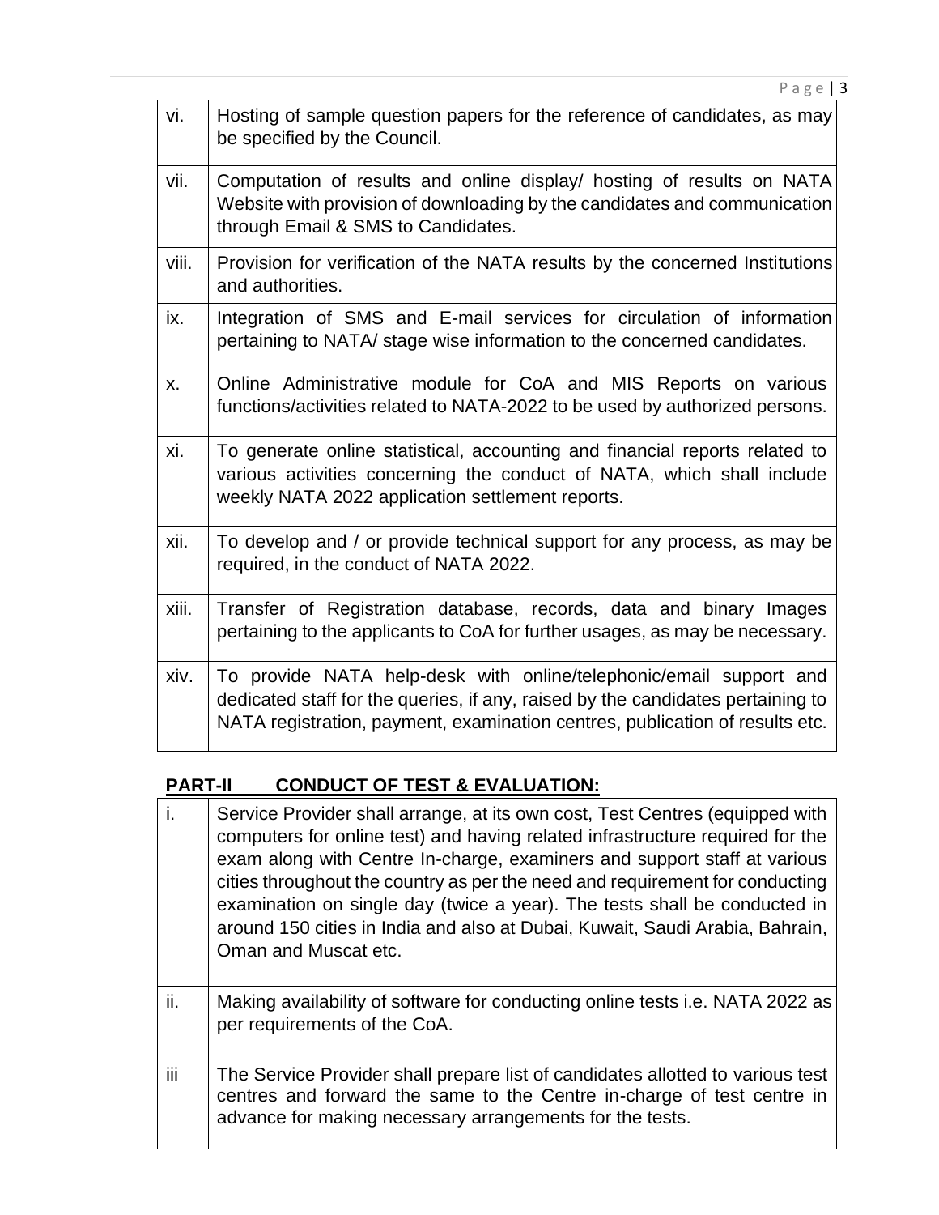| | |
|---|---|
| vi. | Hosting of sample question papers for the reference of candidates, as may be specified by the Council. |
| vii. | Computation of results and online display/ hosting of results on NATA Website with provision of downloading by the candidates and communication through Email & SMS to Candidates. |
| viii. | Provision for verification of the NATA results by the concerned Institutions and authorities. |
| ix. | Integration of SMS and E-mail services for circulation of information pertaining to NATA/ stage wise information to the concerned candidates. |
| x. | Online Administrative module for CoA and MIS Reports on various functions/activities related to NATA-2022 to be used by authorized persons. |
| xi. | To generate online statistical, accounting and financial reports related to various activities concerning the conduct of NATA, which shall include weekly NATA 2022 application settlement reports. |
| xii. | To develop and / or provide technical support for any process, as may be required, in the conduct of NATA 2022. |
| xiii. | Transfer of Registration database, records, data and binary Images pertaining to the applicants to CoA for further usages, as may be necessary. |
| xiv. | To provide NATA help-desk with online/telephonic/email support and dedicated staff for the queries, if any, raised by the candidates pertaining to NATA registration, payment, examination centres, publication of results etc. |

**PART-II CONDUCT OF TEST & EVALUATION:**

| | |
|---|---|
| i. | Service Provider shall arrange, at its own cost, Test Centres (equipped with computers for online test) and having related infrastructure required for the exam along with Centre In-charge, examiners and support staff at various cities throughout the country as per the need and requirement for conducting examination on single day (twice a year). The tests shall be conducted in around 150 cities in India and also at Dubai, Kuwait, Saudi Arabia, Bahrain, Oman and Muscat etc. |
| ii. | Making availability of software for conducting online tests i.e. NATA 2022 as per requirements of the CoA. |
| iii | The Service Provider shall prepare list of candidates allotted to various test centres and forward the same to the Centre in-charge of test centre in advance for making necessary arrangements for the tests. |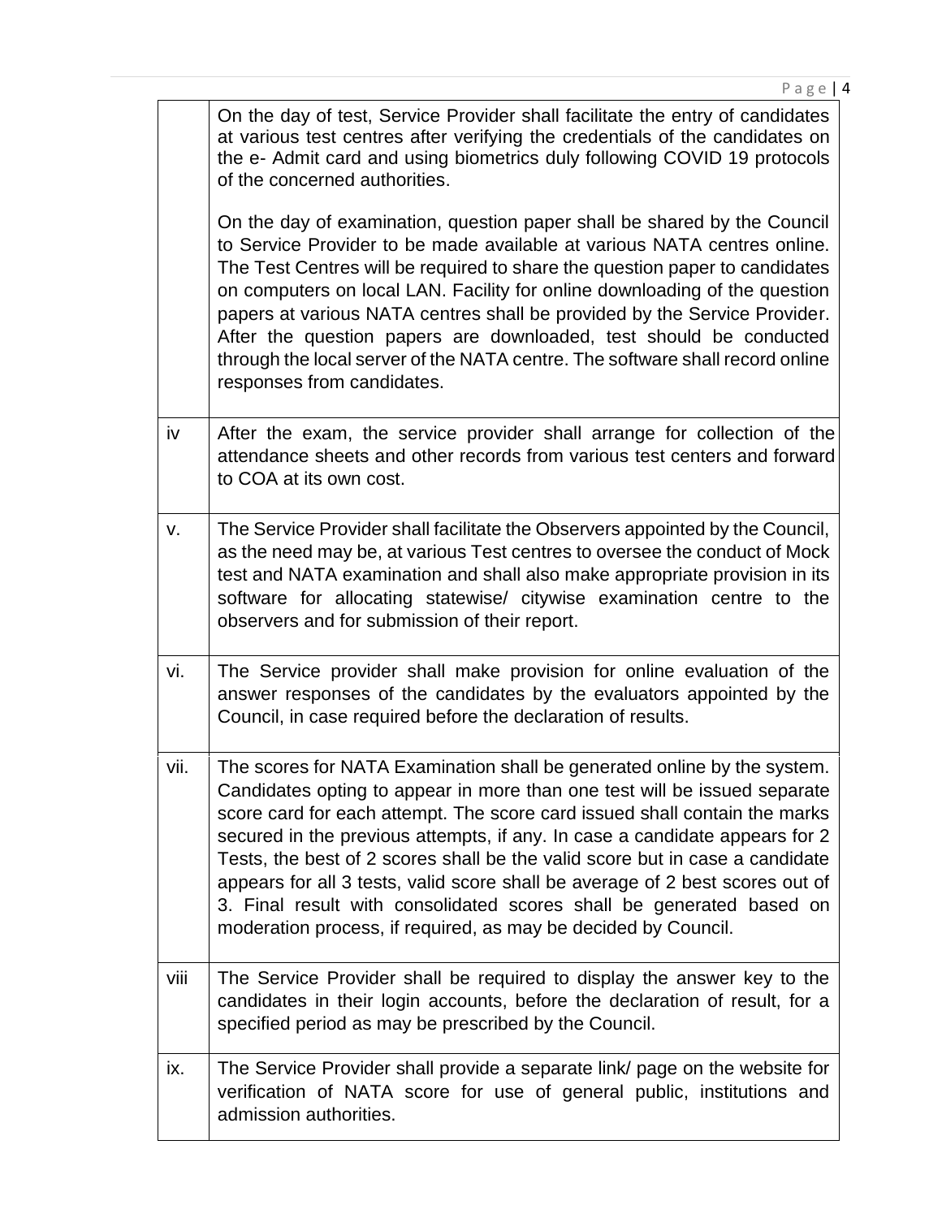| | |
|---|---|
| | On the day of test, Service Provider shall facilitate the entry of candidates at various test centres after verifying the credentials of the candidates on the e- Admit card and using biometrics duly following COVID 19 protocols of the concerned authorities.<br><br>On the day of examination, question paper shall be shared by the Council to Service Provider to be made available at various NATA centres online. The Test Centres will be required to share the question paper to candidates on computers on local LAN. Facility for online downloading of the question papers at various NATA centres shall be provided by the Service Provider. After the question papers are downloaded, test should be conducted through the local server of the NATA centre. The software shall record online responses from candidates. |
| iv | After the exam, the service provider shall arrange for collection of the attendance sheets and other records from various test centers and forward to COA at its own cost. |
| v. | The Service Provider shall facilitate the Observers appointed by the Council, as the need may be, at various Test centres to oversee the conduct of Mock test and NATA examination and shall also make appropriate provision in its software for allocating statewise/ citywise examination centre to the observers and for submission of their report. |
| vi. | The Service provider shall make provision for online evaluation of the answer responses of the candidates by the evaluators appointed by the Council, in case required before the declaration of results. |
| vii. | The scores for NATA Examination shall be generated online by the system. Candidates opting to appear in more than one test will be issued separate score card for each attempt. The score card issued shall contain the marks secured in the previous attempts, if any. In case a candidate appears for 2 Tests, the best of 2 scores shall be the valid score but in case a candidate appears for all 3 tests, valid score shall be average of 2 best scores out of 3. Final result with consolidated scores shall be generated based on moderation process, if required, as may be decided by Council. |
| viii | The Service Provider shall be required to display the answer key to the candidates in their login accounts, before the declaration of result, for a specified period as may be prescribed by the Council. |
| ix. | The Service Provider shall provide a separate link/ page on the website for verification of NATA score for use of general public, institutions and admission authorities. |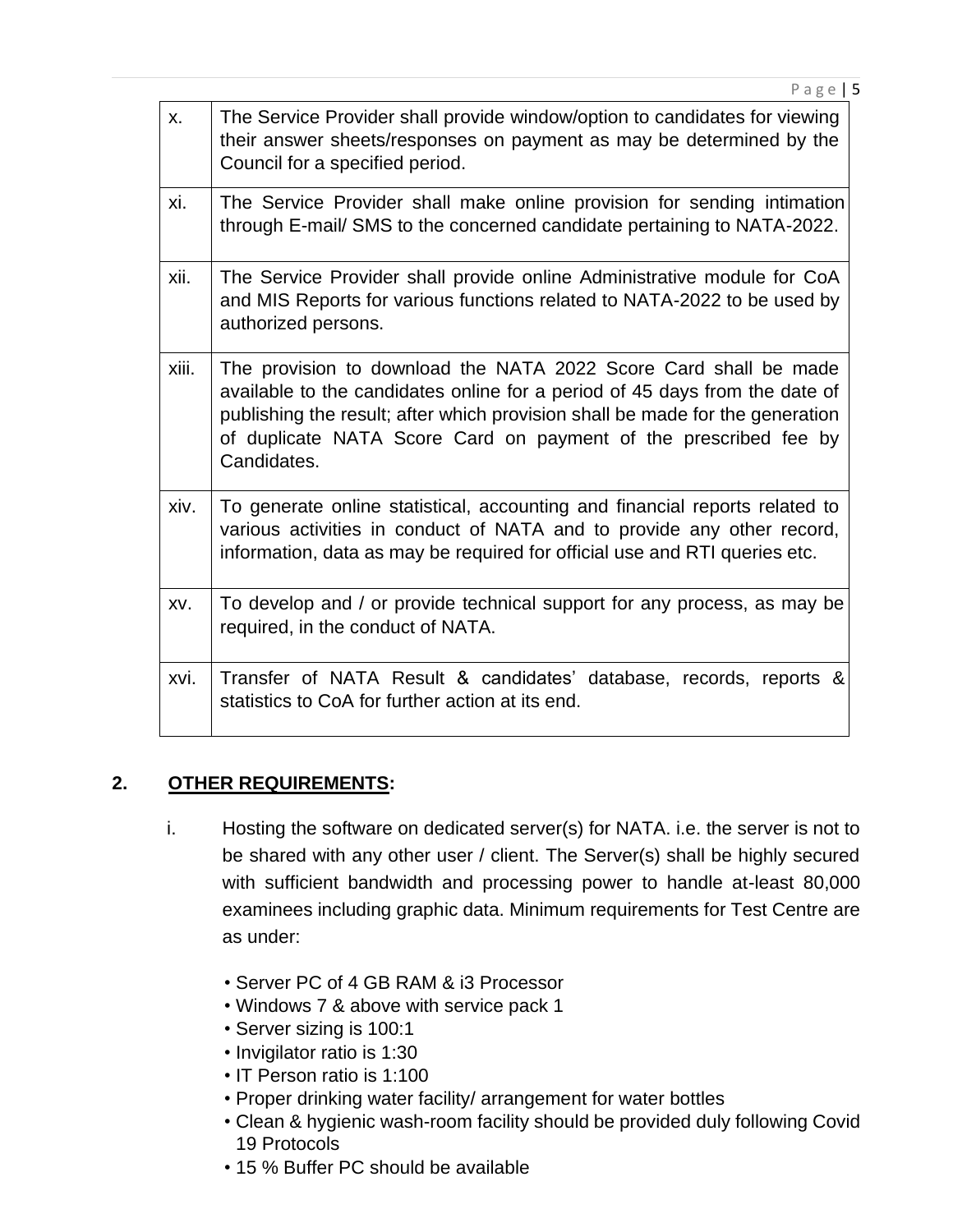| | |
|---|---|
| x. | The Service Provider shall provide window/option to candidates for viewing their answer sheets/responses on payment as may be determined by the Council for a specified period. |
| xi. | The Service Provider shall make online provision for sending intimation through E-mail/ SMS to the concerned candidate pertaining to NATA-2022. |
| xii. | The Service Provider shall provide online Administrative module for CoA and MIS Reports for various functions related to NATA-2022 to be used by authorized persons. |
| xiii. | The provision to download the NATA 2022 Score Card shall be made available to the candidates online for a period of 45 days from the date of publishing the result; after which provision shall be made for the generation of duplicate NATA Score Card on payment of the prescribed fee by Candidates. |
| xiv. | To generate online statistical, accounting and financial reports related to various activities in conduct of NATA and to provide any other record, information, data as may be required for official use and RTI queries etc. |
| xv. | To develop and / or provide technical support for any process, as may be required, in the conduct of NATA. |
| xvi. | Transfer of NATA Result & candidates' database, records, reports & statistics to CoA for further action at its end. |

## 2. <u>OTHER REQUIREMENTS</u>:

i. Hosting the software on dedicated server(s) for NATA. i.e. the server is not to be shared with any other user / client. The Server(s) shall be highly secured with sufficient bandwidth and processing power to handle at-least 80,000 examinees including graphic data. Minimum requirements for Test Centre are as under:

- Server PC of 4 GB RAM & i3 Processor
- Windows 7 & above with service pack 1
- Server sizing is 100:1
- Invigilator ratio is 1:30
- IT Person ratio is 1:100
- Proper drinking water facility/ arrangement for water bottles
- Clean & hygienic wash-room facility should be provided duly following Covid 19 Protocols
- 15 % Buffer PC should be available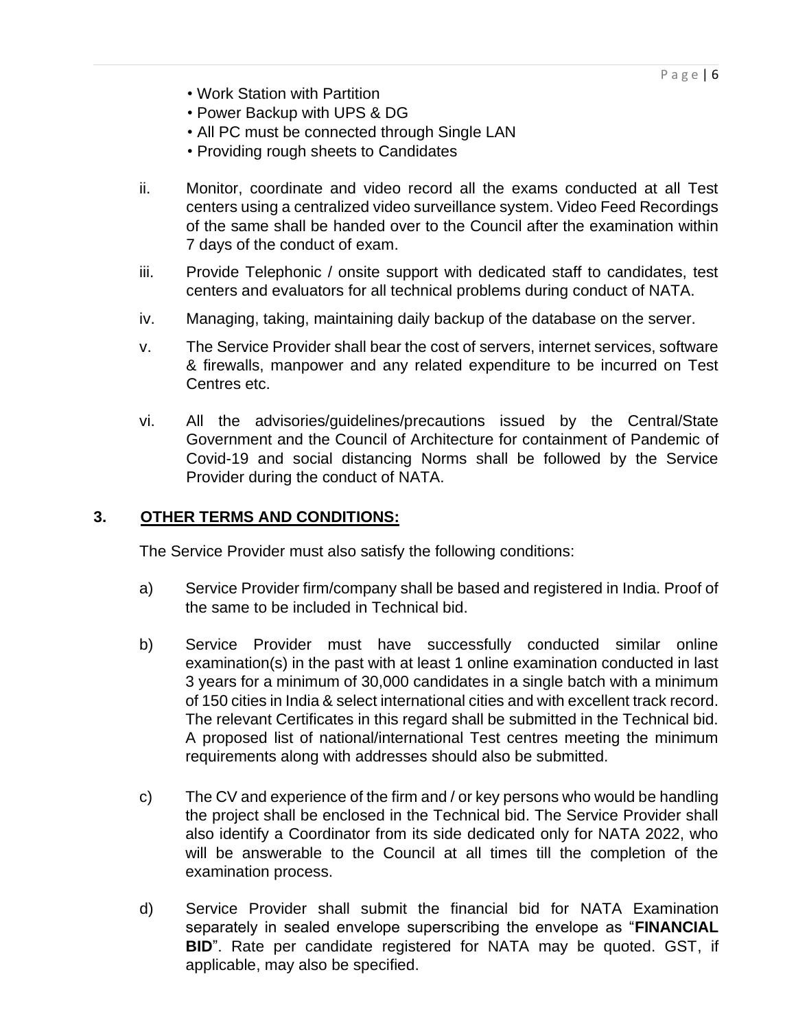- Work Station with Partition
- Power Backup with UPS & DG
- All PC must be connected through Single LAN
- Providing rough sheets to Candidates

ii. Monitor, coordinate and video record all the exams conducted at all Test centers using a centralized video surveillance system. Video Feed Recordings of the same shall be handed over to the Council after the examination within 7 days of the conduct of exam.

iii. Provide Telephonic / onsite support with dedicated staff to candidates, test centers and evaluators for all technical problems during conduct of NATA.

iv. Managing, taking, maintaining daily backup of the database on the server.

v. The Service Provider shall bear the cost of servers, internet services, software & firewalls, manpower and any related expenditure to be incurred on Test Centres etc.

vi. All the advisories/guidelines/precautions issued by the Central/State Government and the Council of Architecture for containment of Pandemic of Covid-19 and social distancing Norms shall be followed by the Service Provider during the conduct of NATA.

## 3. OTHER TERMS AND CONDITIONS:

The Service Provider must also satisfy the following conditions:

a) Service Provider firm/company shall be based and registered in India. Proof of the same to be included in Technical bid.

b) Service Provider must have successfully conducted similar online examination(s) in the past with at least 1 online examination conducted in last 3 years for a minimum of 30,000 candidates in a single batch with a minimum of 150 cities in India & select international cities and with excellent track record. The relevant Certificates in this regard shall be submitted in the Technical bid. A proposed list of national/international Test centres meeting the minimum requirements along with addresses should also be submitted.

c) The CV and experience of the firm and / or key persons who would be handling the project shall be enclosed in the Technical bid. The Service Provider shall also identify a Coordinator from its side dedicated only for NATA 2022, who will be answerable to the Council at all times till the completion of the examination process.

d) Service Provider shall submit the financial bid for NATA Examination separately in sealed envelope superscribing the envelope as "**FINANCIAL BID**". Rate per candidate registered for NATA may be quoted. GST, if applicable, may also be specified.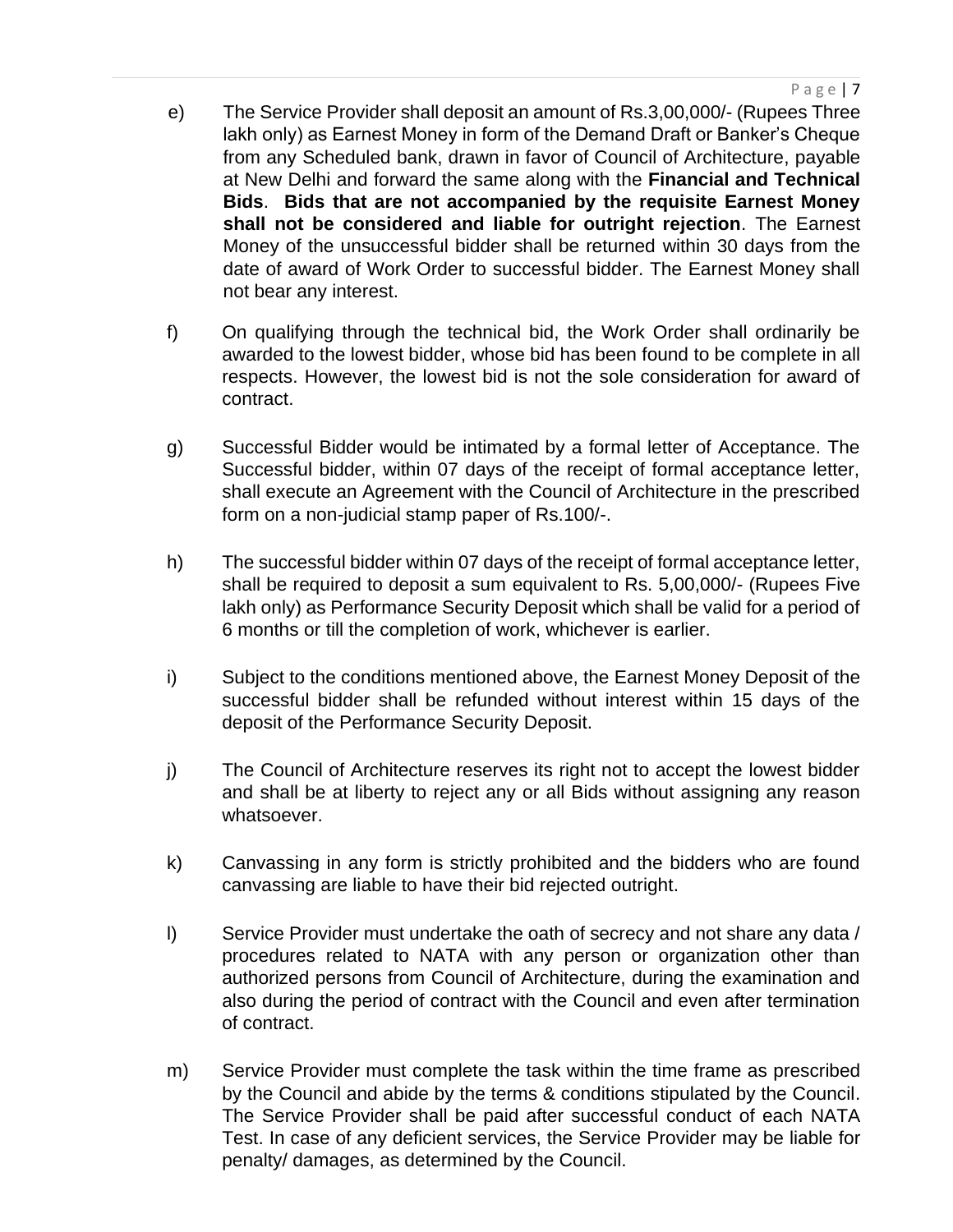e) The Service Provider shall deposit an amount of Rs.3,00,000/- (Rupees Three lakh only) as Earnest Money in form of the Demand Draft or Banker's Cheque from any Scheduled bank, drawn in favor of Council of Architecture, payable at New Delhi and forward the same along with the **Financial and Technical Bids**. **Bids that are not accompanied by the requisite Earnest Money shall not be considered and liable for outright rejection**. The Earnest Money of the unsuccessful bidder shall be returned within 30 days from the date of award of Work Order to successful bidder. The Earnest Money shall not bear any interest.

f) On qualifying through the technical bid, the Work Order shall ordinarily be awarded to the lowest bidder, whose bid has been found to be complete in all respects. However, the lowest bid is not the sole consideration for award of contract.

g) Successful Bidder would be intimated by a formal letter of Acceptance. The Successful bidder, within 07 days of the receipt of formal acceptance letter, shall execute an Agreement with the Council of Architecture in the prescribed form on a non-judicial stamp paper of Rs.100/-.

h) The successful bidder within 07 days of the receipt of formal acceptance letter, shall be required to deposit a sum equivalent to Rs. 5,00,000/- (Rupees Five lakh only) as Performance Security Deposit which shall be valid for a period of 6 months or till the completion of work, whichever is earlier.

i) Subject to the conditions mentioned above, the Earnest Money Deposit of the successful bidder shall be refunded without interest within 15 days of the deposit of the Performance Security Deposit.

j) The Council of Architecture reserves its right not to accept the lowest bidder and shall be at liberty to reject any or all Bids without assigning any reason whatsoever.

k) Canvassing in any form is strictly prohibited and the bidders who are found canvassing are liable to have their bid rejected outright.

l) Service Provider must undertake the oath of secrecy and not share any data / procedures related to NATA with any person or organization other than authorized persons from Council of Architecture, during the examination and also during the period of contract with the Council and even after termination of contract.

m) Service Provider must complete the task within the time frame as prescribed by the Council and abide by the terms & conditions stipulated by the Council. The Service Provider shall be paid after successful conduct of each NATA Test. In case of any deficient services, the Service Provider may be liable for penalty/ damages, as determined by the Council.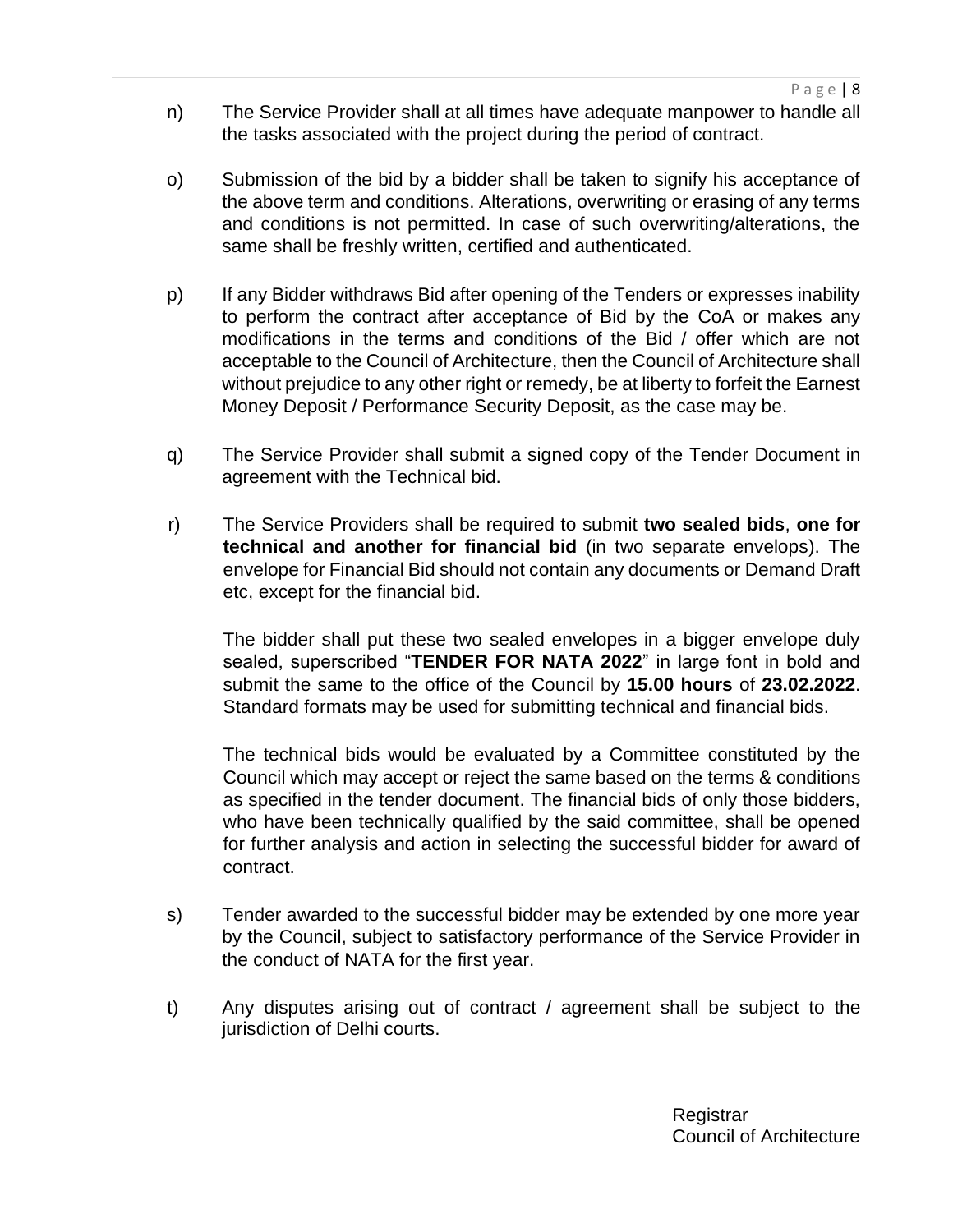n) The Service Provider shall at all times have adequate manpower to handle all the tasks associated with the project during the period of contract.

o) Submission of the bid by a bidder shall be taken to signify his acceptance of the above term and conditions. Alterations, overwriting or erasing of any terms and conditions is not permitted. In case of such overwriting/alterations, the same shall be freshly written, certified and authenticated.

p) If any Bidder withdraws Bid after opening of the Tenders or expresses inability to perform the contract after acceptance of Bid by the CoA or makes any modifications in the terms and conditions of the Bid / offer which are not acceptable to the Council of Architecture, then the Council of Architecture shall without prejudice to any other right or remedy, be at liberty to forfeit the Earnest Money Deposit / Performance Security Deposit, as the case may be.

q) The Service Provider shall submit a signed copy of the Tender Document in agreement with the Technical bid.

r) The Service Providers shall be required to submit **two sealed bids**, **one for technical and another for financial bid** (in two separate envelops). The envelope for Financial Bid should not contain any documents or Demand Draft etc, except for the financial bid.

The bidder shall put these two sealed envelopes in a bigger envelope duly sealed, superscribed "**TENDER FOR NATA 2022**" in large font in bold and submit the same to the office of the Council by **15.00 hours** of **23.02.2022**. Standard formats may be used for submitting technical and financial bids.

The technical bids would be evaluated by a Committee constituted by the Council which may accept or reject the same based on the terms & conditions as specified in the tender document. The financial bids of only those bidders, who have been technically qualified by the said committee, shall be opened for further analysis and action in selecting the successful bidder for award of contract.

s) Tender awarded to the successful bidder may be extended by one more year by the Council, subject to satisfactory performance of the Service Provider in the conduct of NATA for the first year.

t) Any disputes arising out of contract / agreement shall be subject to the jurisdiction of Delhi courts.

Registrar
Council of Architecture